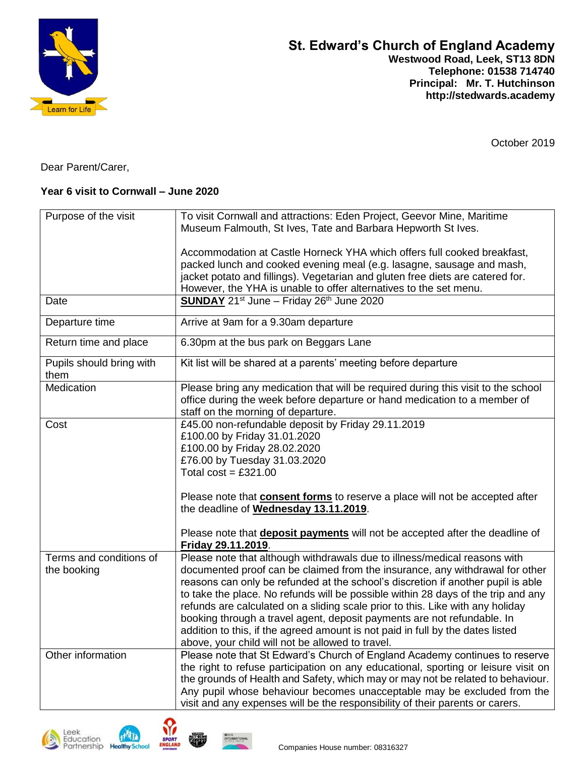# St. Edward's Church of England Academy

**Westwood Road, Leek, ST13 8DN**
**Telephone: 01538 714740**
**Principal: Mr. T. Hutchinson**
**http://stedwards.academy**

October 2019

Dear Parent/Carer,

**Year 6 visit to Cornwall – June 2020**

| | |
|---|---|
| Purpose of the visit | To visit Cornwall and attractions: Eden Project, Geevor Mine, Maritime Museum Falmouth, St Ives, Tate and Barbara Hepworth St Ives.<br><br>Accommodation at Castle Horneck YHA which offers full cooked breakfast, packed lunch and cooked evening meal (e.g. lasagne, sausage and mash, jacket potato and fillings). Vegetarian and gluten free diets are catered for. However, the YHA is unable to offer alternatives to the set menu. |
| Date | **SUNDAY** 21st June – Friday 26th June 2020 |
| Departure time | Arrive at 9am for a 9.30am departure |
| Return time and place | 6.30pm at the bus park on Beggars Lane |
| Pupils should bring with them | Kit list will be shared at a parents' meeting before departure |
| Medication | Please bring any medication that will be required during this visit to the school office during the week before departure or hand medication to a member of staff on the morning of departure. |
| Cost | £45.00 non-refundable deposit by Friday 29.11.2019<br>£100.00 by Friday 31.01.2020<br>£100.00 by Friday 28.02.2020<br>£76.00 by Tuesday 31.03.2020<br>Total cost = £321.00<br><br>Please note that **consent forms** to reserve a place will not be accepted after the deadline of **Wednesday 13.11.2019**.<br><br>Please note that **deposit payments** will not be accepted after the deadline of **Friday 29.11.2019**. |
| Terms and conditions of the booking | Please note that although withdrawals due to illness/medical reasons with documented proof can be claimed from the insurance, any withdrawal for other reasons can only be refunded at the school's discretion if another pupil is able to take the place. No refunds will be possible within 28 days of the trip and any refunds are calculated on a sliding scale prior to this. Like with any holiday booking through a travel agent, deposit payments are not refundable. In addition to this, if the agreed amount is not paid in full by the dates listed above, your child will not be allowed to travel. |
| Other information | Please note that St Edward's Church of England Academy continues to reserve the right to refuse participation on any educational, sporting or leisure visit on the grounds of Health and Safety, which may or may not be related to behaviour. Any pupil whose behaviour becomes unacceptable may be excluded from the visit and any expenses will be the responsibility of their parents or carers. |

Companies House number: 08316327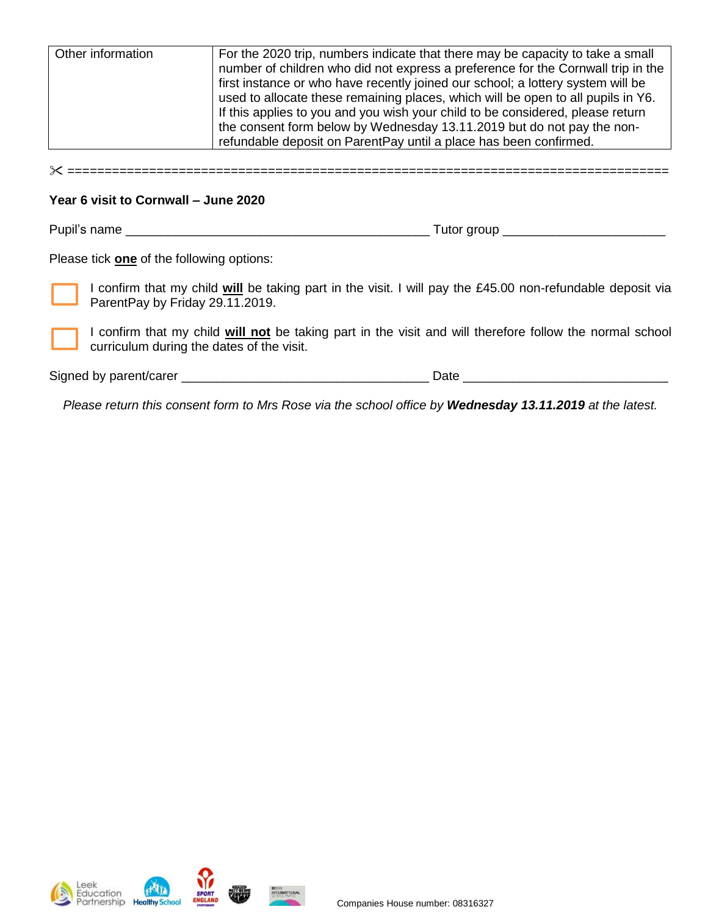| | |
|---|---|
| Other information | For the 2020 trip, numbers indicate that there may be capacity to take a small number of children who did not express a preference for the Cornwall trip in the first instance or who have recently joined our school; a lottery system will be used to allocate these remaining places, which will be open to all pupils in Y6. If this applies to you and you wish your child to be considered, please return the consent form below by Wednesday 13.11.2019 but do not pay the non-refundable deposit on ParentPay until a place has been confirmed. |

✂ ================================================================================

**Year 6 visit to Cornwall – June 2020**

Pupil's name ___________________________________________ Tutor group _______________________

Please tick **one** of the following options:

☐ I confirm that my child **will** be taking part in the visit. I will pay the £45.00 non-refundable deposit via ParentPay by Friday 29.11.2019.

☐ I confirm that my child **will not** be taking part in the visit and will therefore follow the normal school curriculum during the dates of the visit.

Signed by parent/carer ___________________________________ Date _____________________________

*Please return this consent form to Mrs Rose via the school office by **Wednesday 13.11.2019** at the latest.*

Companies House number: 08316327